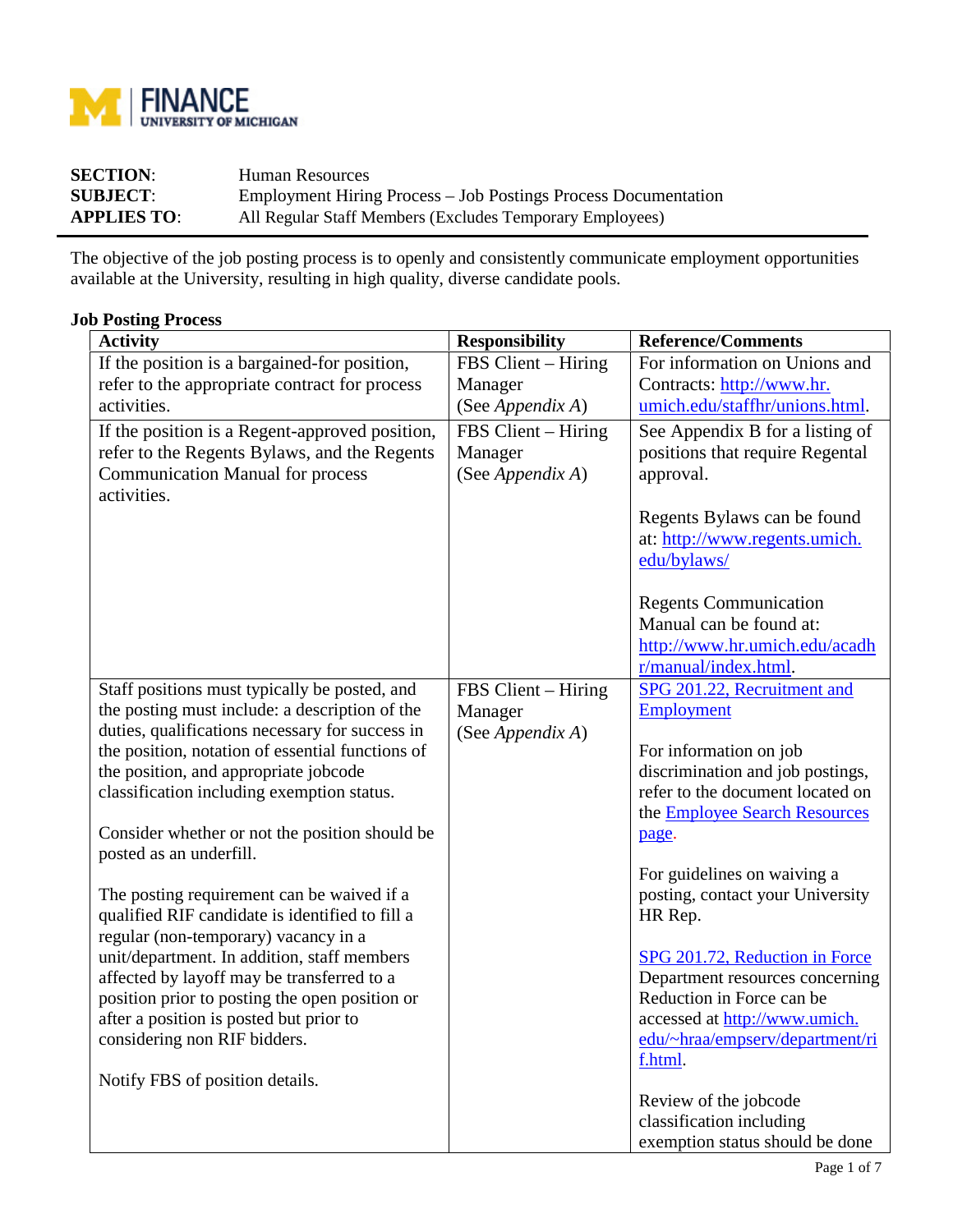**SECTION**: Human Resources
**SUBJECT**: Employment Hiring Process – Job Postings Process Documentation
**APPLIES TO**: All Regular Staff Members (Excludes Temporary Employees)

The objective of the job posting process is to openly and consistently communicate employment opportunities available at the University, resulting in high quality, diverse candidate pools.

**Job Posting Process**

| Activity | Responsibility | Reference/Comments |
|---|---|---|
| If the position is a bargained-for position, refer to the appropriate contract for process activities. | FBS Client – Hiring Manager (See *Appendix A*) | For information on Unions and Contracts: http://www.hr.umich.edu/staffhr/unions.html. |
| If the position is a Regent-approved position, refer to the Regents Bylaws, and the Regents Communication Manual for process activities. | FBS Client – Hiring Manager (See *Appendix A*) | See Appendix B for a listing of positions that require Regental approval.<br><br>Regents Bylaws can be found at: http://www.regents.umich.edu/bylaws/<br><br>Regents Communication Manual can be found at: http://www.hr.umich.edu/acadhr/manual/index.html. |
| Staff positions must typically be posted, and the posting must include: a description of the duties, qualifications necessary for success in the position, notation of essential functions of the position, and appropriate jobcode classification including exemption status.<br><br>Consider whether or not the position should be posted as an underfill.<br><br>The posting requirement can be waived if a qualified RIF candidate is identified to fill a regular (non-temporary) vacancy in a unit/department. In addition, staff members affected by layoff may be transferred to a position prior to posting the open position or after a position is posted but prior to considering non RIF bidders.<br><br>Notify FBS of position details. | FBS Client – Hiring Manager (See *Appendix A*) | SPG 201.22, Recruitment and Employment<br><br>For information on job discrimination and job postings, refer to the document located on the Employee Search Resources page.<br><br>For guidelines on waiving a posting, contact your University HR Rep.<br><br>SPG 201.72, Reduction in Force Department resources concerning Reduction in Force can be accessed at http://www.umich.edu/~hraa/empserv/department/rif.html.<br><br>Review of the jobcode classification including exemption status should be done |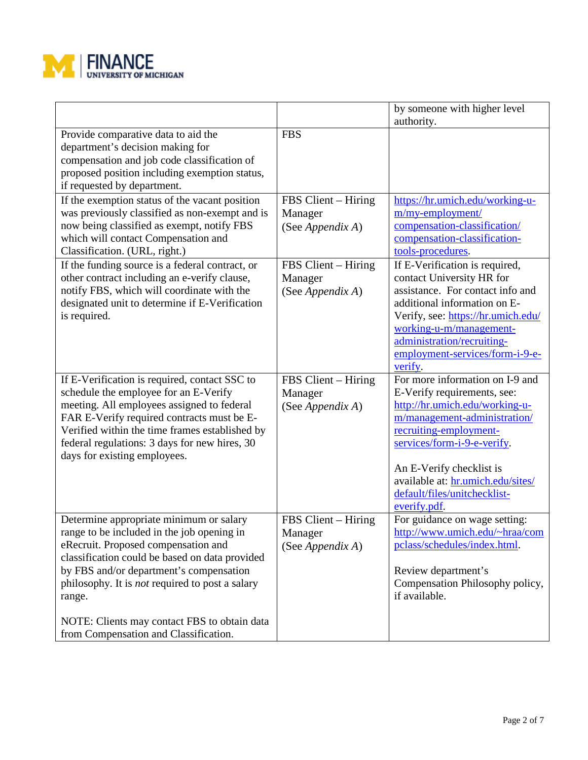| | | |
|---|---|---|
| | | by someone with higher level authority. |
| Provide comparative data to aid the department's decision making for compensation and job code classification of proposed position including exemption status, if requested by department. | FBS | |
| If the exemption status of the vacant position was previously classified as non-exempt and is now being classified as exempt, notify FBS which will contact Compensation and Classification. (URL, right.) | FBS Client – Hiring Manager (See *Appendix A*) | https://hr.umich.edu/working-u-m/my-employment/compensation-classification/compensation-classification-tools-procedures. |
| If the funding source is a federal contract, or other contract including an e-verify clause, notify FBS, which will coordinate with the designated unit to determine if E-Verification is required. | FBS Client – Hiring Manager (See *Appendix A*) | If E-Verification is required, contact University HR for assistance. For contact info and additional information on E-Verify, see: https://hr.umich.edu/working-u-m/management-administration/recruiting-employment-services/form-i-9-e-verify. |
| If E-Verification is required, contact SSC to schedule the employee for an E-Verify meeting. All employees assigned to federal FAR E-Verify required contracts must be E-Verified within the time frames established by federal regulations: 3 days for new hires, 30 days for existing employees. | FBS Client – Hiring Manager (See *Appendix A*) | For more information on I-9 and E-Verify requirements, see: http://hr.umich.edu/working-u-m/management-administration/recruiting-employment-services/form-i-9-e-verify.<br><br>An E-Verify checklist is available at: hr.umich.edu/sites/default/files/unitchecklist-everify.pdf. |
| Determine appropriate minimum or salary range to be included in the job opening in eRecruit. Proposed compensation and classification could be based on data provided by FBS and/or department's compensation philosophy. It is *not* required to post a salary range.<br><br>NOTE: Clients may contact FBS to obtain data from Compensation and Classification. | FBS Client – Hiring Manager (See *Appendix A*) | For guidance on wage setting: http://www.umich.edu/~hraa/compclass/schedules/index.html.<br><br>Review department's Compensation Philosophy policy, if available. |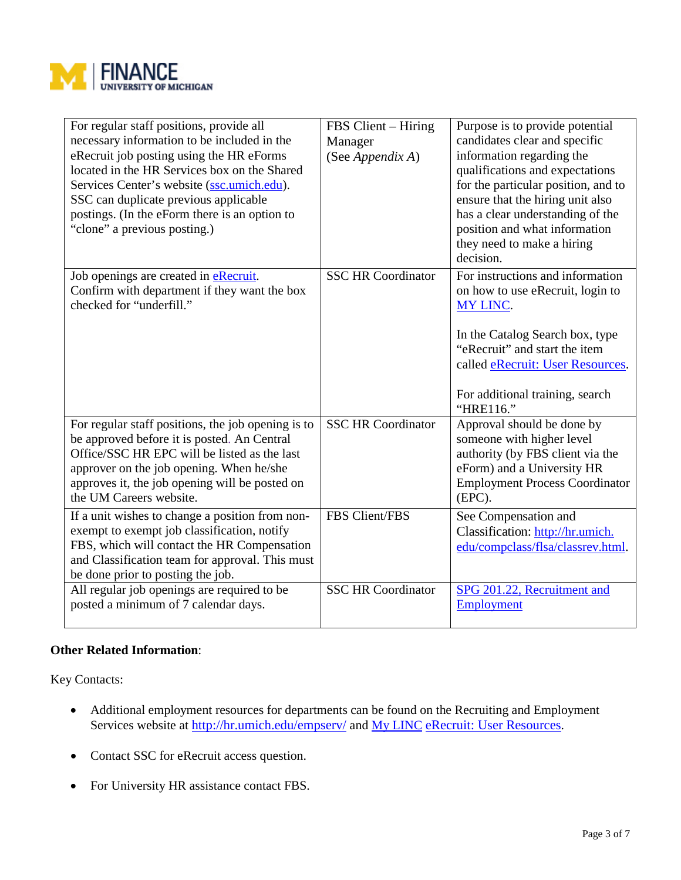| | | |
|---|---|---|
| For regular staff positions, provide all necessary information to be included in the eRecruit job posting using the HR eForms located in the HR Services box on the Shared Services Center's website ([ssc.umich.edu](ssc.umich.edu)). SSC can duplicate previous applicable postings. (In the eForm there is an option to "clone" a previous posting.) | FBS Client – Hiring Manager (See *Appendix A*) | Purpose is to provide potential candidates clear and specific information regarding the qualifications and expectations for the particular position, and to ensure that the hiring unit also has a clear understanding of the position and what information they need to make a hiring decision. |
| Job openings are created in eRecruit. Confirm with department if they want the box checked for "underfill." | SSC HR Coordinator | For instructions and information on how to use eRecruit, login to MY LINC.<br><br>In the Catalog Search box, type "eRecruit" and start the item called eRecruit: User Resources.<br><br>For additional training, search "HRE116." |
| For regular staff positions, the job opening is to be approved before it is posted. An Central Office/SSC HR EPC will be listed as the last approver on the job opening. When he/she approves it, the job opening will be posted on the UM Careers website. | SSC HR Coordinator | Approval should be done by someone with higher level authority (by FBS client via the eForm) and a University HR Employment Process Coordinator (EPC). |
| If a unit wishes to change a position from non-exempt to exempt job classification, notify FBS, which will contact the HR Compensation and Classification team for approval. This must be done prior to posting the job. | FBS Client/FBS | See Compensation and Classification: http://hr.umich.edu/compclass/flsa/classrev.html. |
| All regular job openings are required to be posted a minimum of 7 calendar days. | SSC HR Coordinator | SPG 201.22, Recruitment and Employment |

**Other Related Information**:

Key Contacts:

- Additional employment resources for departments can be found on the Recruiting and Employment Services website at http://hr.umich.edu/empserv/ and My LINC eRecruit: User Resources.
- Contact SSC for eRecruit access question.
- For University HR assistance contact FBS.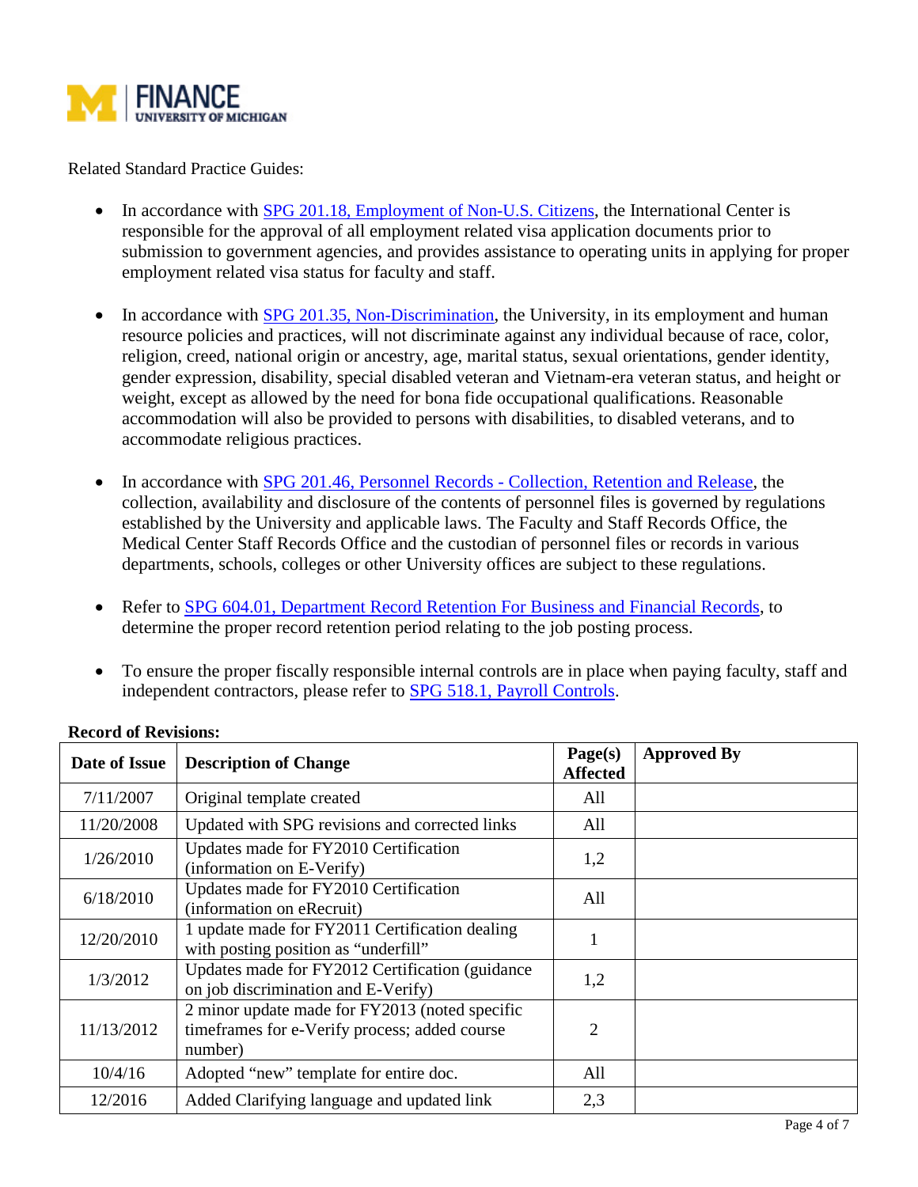Related Standard Practice Guides:

- In accordance with SPG 201.18, Employment of Non-U.S. Citizens, the International Center is responsible for the approval of all employment related visa application documents prior to submission to government agencies, and provides assistance to operating units in applying for proper employment related visa status for faculty and staff.

- In accordance with SPG 201.35, Non-Discrimination, the University, in its employment and human resource policies and practices, will not discriminate against any individual because of race, color, religion, creed, national origin or ancestry, age, marital status, sexual orientations, gender identity, gender expression, disability, special disabled veteran and Vietnam-era veteran status, and height or weight, except as allowed by the need for bona fide occupational qualifications. Reasonable accommodation will also be provided to persons with disabilities, to disabled veterans, and to accommodate religious practices.

- In accordance with SPG 201.46, Personnel Records - Collection, Retention and Release, the collection, availability and disclosure of the contents of personnel files is governed by regulations established by the University and applicable laws. The Faculty and Staff Records Office, the Medical Center Staff Records Office and the custodian of personnel files or records in various departments, schools, colleges or other University offices are subject to these regulations.

- Refer to SPG 604.01, Department Record Retention For Business and Financial Records, to determine the proper record retention period relating to the job posting process.

- To ensure the proper fiscally responsible internal controls are in place when paying faculty, staff and independent contractors, please refer to SPG 518.1, Payroll Controls.

**Record of Revisions:**

| Date of Issue | Description of Change | Page(s) Affected | Approved By |
|---|---|---|---|
| 7/11/2007 | Original template created | All | |
| 11/20/2008 | Updated with SPG revisions and corrected links | All | |
| 1/26/2010 | Updates made for FY2010 Certification (information on E-Verify) | 1,2 | |
| 6/18/2010 | Updates made for FY2010 Certification (information on eRecruit) | All | |
| 12/20/2010 | 1 update made for FY2011 Certification dealing with posting position as "underfill" | 1 | |
| 1/3/2012 | Updates made for FY2012 Certification (guidance on job discrimination and E-Verify) | 1,2 | |
| 11/13/2012 | 2 minor update made for FY2013 (noted specific timeframes for e-Verify process; added course number) | 2 | |
| 10/4/16 | Adopted "new" template for entire doc. | All | |
| 12/2016 | Added Clarifying language and updated link | 2,3 | |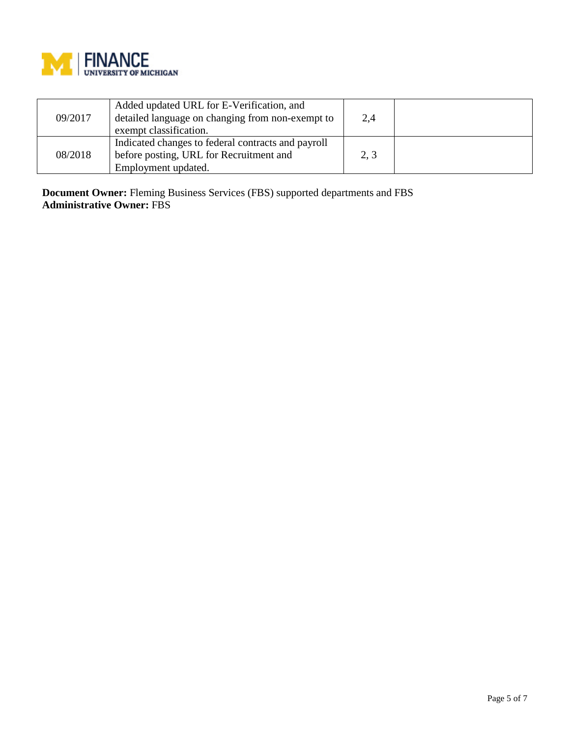| | | | |
|---|---|---|---|
| 09/2017 | Added updated URL for E-Verification, and detailed language on changing from non-exempt to exempt classification. | 2,4 | |
| 08/2018 | Indicated changes to federal contracts and payroll before posting, URL for Recruitment and Employment updated. | 2, 3 | |

**Document Owner:** Fleming Business Services (FBS) supported departments and FBS
**Administrative Owner:** FBS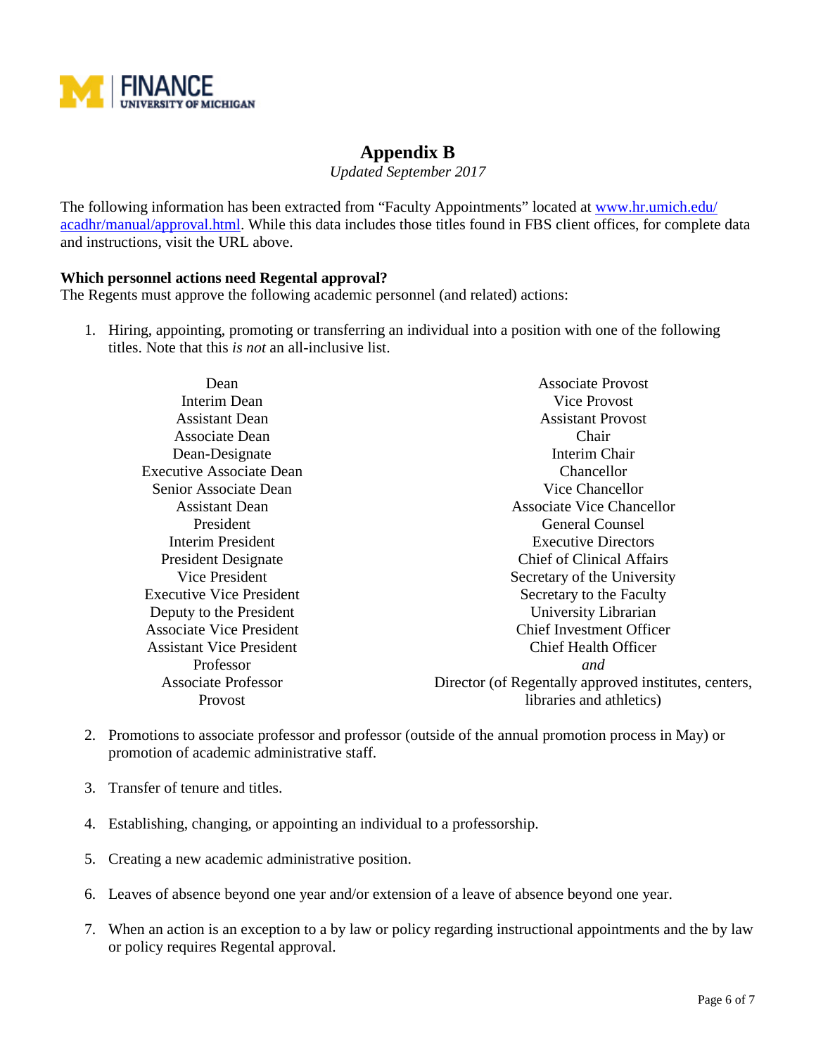# Appendix B

*Updated September 2017*

The following information has been extracted from "Faculty Appointments" located at [www.hr.umich.edu/acadhr/manual/approval.html](www.hr.umich.edu/acadhr/manual/approval.html). While this data includes those titles found in FBS client offices, for complete data and instructions, visit the URL above.

**Which personnel actions need Regental approval?**
The Regents must approve the following academic personnel (and related) actions:

1. Hiring, appointing, promoting or transferring an individual into a position with one of the following titles. Note that this *is not* an all-inclusive list.

   Dean
   Interim Dean
   Assistant Dean
   Associate Dean
   Dean-Designate
   Executive Associate Dean
   Senior Associate Dean
   Assistant Dean
   President
   Interim President
   President Designate
   Vice President
   Executive Vice President
   Deputy to the President
   Associate Vice President
   Assistant Vice President
   Professor
   Associate Professor
   Provost
   Associate Provost
   Vice Provost
   Assistant Provost
   Chair
   Interim Chair
   Chancellor
   Vice Chancellor
   Associate Vice Chancellor
   General Counsel
   Executive Directors
   Chief of Clinical Affairs
   Secretary of the University
   Secretary to the Faculty
   University Librarian
   Chief Investment Officer
   Chief Health Officer
   *and*
   Director (of Regentally approved institutes, centers, libraries and athletics)

2. Promotions to associate professor and professor (outside of the annual promotion process in May) or promotion of academic administrative staff.

3. Transfer of tenure and titles.

4. Establishing, changing, or appointing an individual to a professorship.

5. Creating a new academic administrative position.

6. Leaves of absence beyond one year and/or extension of a leave of absence beyond one year.

7. When an action is an exception to a by law or policy regarding instructional appointments and the by law or policy requires Regental approval.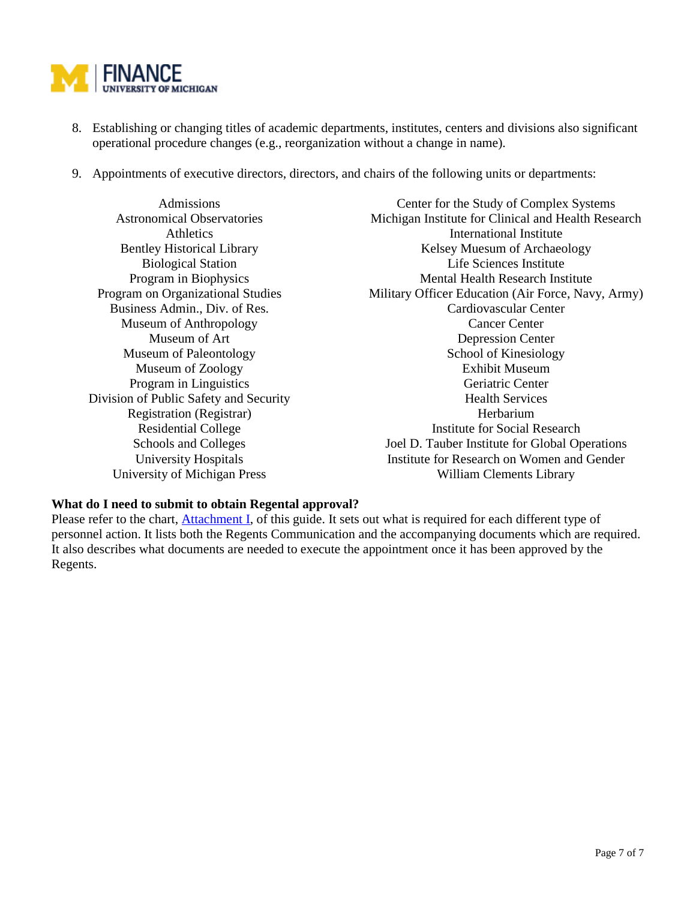8. Establishing or changing titles of academic departments, institutes, centers and divisions also significant operational procedure changes (e.g., reorganization without a change in name).

9. Appointments of executive directors, directors, and chairs of the following units or departments:

| | |
|---|---|
| Admissions | Center for the Study of Complex Systems |
| Astronomical Observatories | Michigan Institute for Clinical and Health Research |
| Athletics | International Institute |
| Bentley Historical Library | Kelsey Mueseum of Archaeology |
| Biological Station | Life Sciences Institute |
| Program in Biophysics | Mental Health Research Institute |
| Program on Organizational Studies | Military Officer Education (Air Force, Navy, Army) |
| Business Admin., Div. of Res. | Cardiovascular Center |
| Museum of Anthropology | Cancer Center |
| Museum of Art | Depression Center |
| Museum of Paleontology | School of Kinesiology |
| Museum of Zoology | Exhibit Museum |
| Program in Linguistics | Geriatric Center |
| Division of Public Safety and Security | Health Services |
| Registration (Registrar) | Herbarium |
| Residential College | Institute for Social Research |
| Schools and Colleges | Joel D. Tauber Institute for Global Operations |
| University Hospitals | Institute for Research on Women and Gender |
| University of Michigan Press | William Clements Library |

**What do I need to submit to obtain Regental approval?**

Please refer to the chart, Attachment I, of this guide. It sets out what is required for each different type of personnel action. It lists both the Regents Communication and the accompanying documents which are required. It also describes what documents are needed to execute the appointment once it has been approved by the Regents.